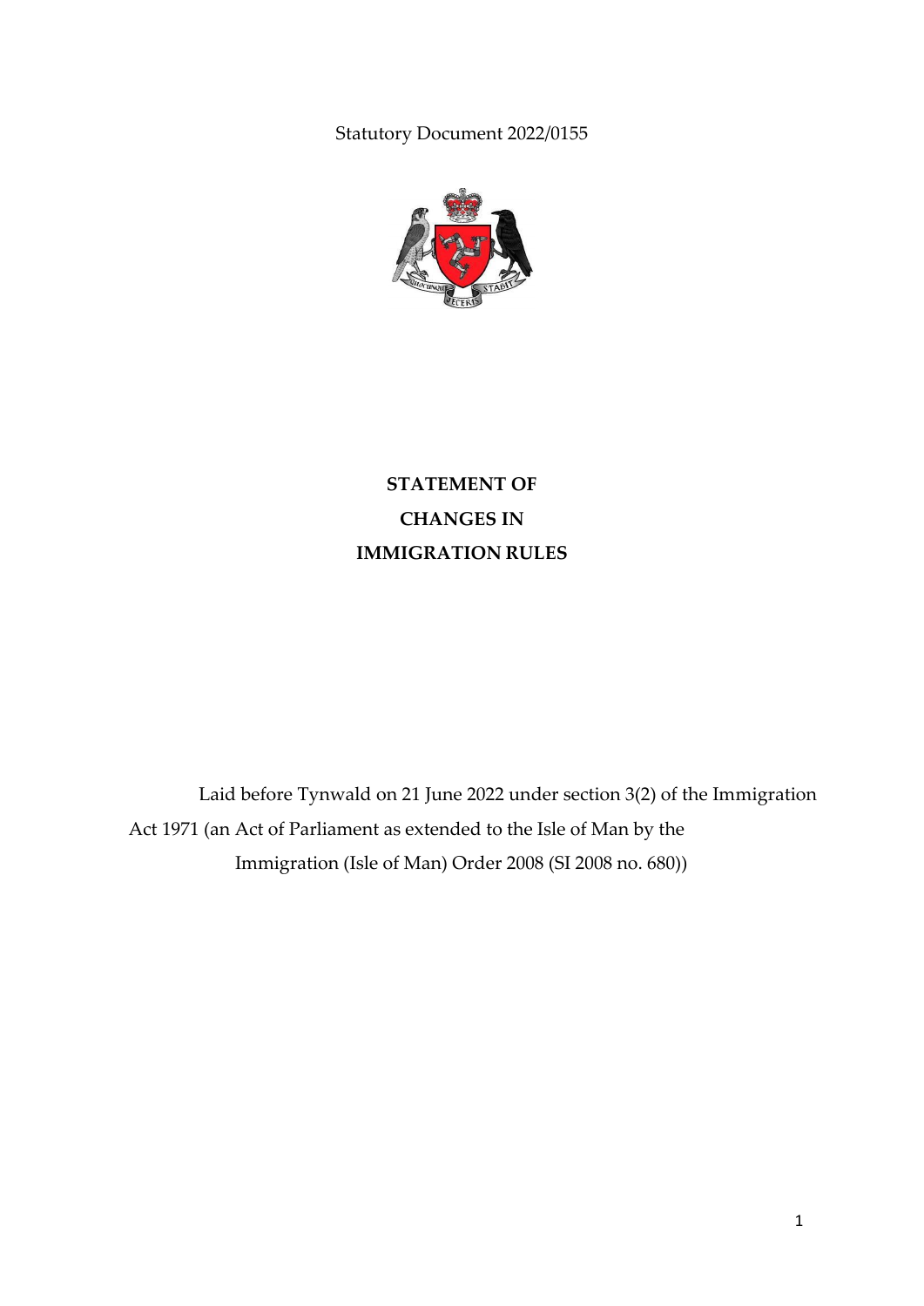Statutory Document 2022/0155

# STATEMENT OF CHANGES IN IMMIGRATION RULES

Laid before Tynwald on 21 June 2022 under section 3(2) of the Immigration Act 1971 (an Act of Parliament as extended to the Isle of Man by the Immigration (Isle of Man) Order 2008 (SI 2008 no. 680))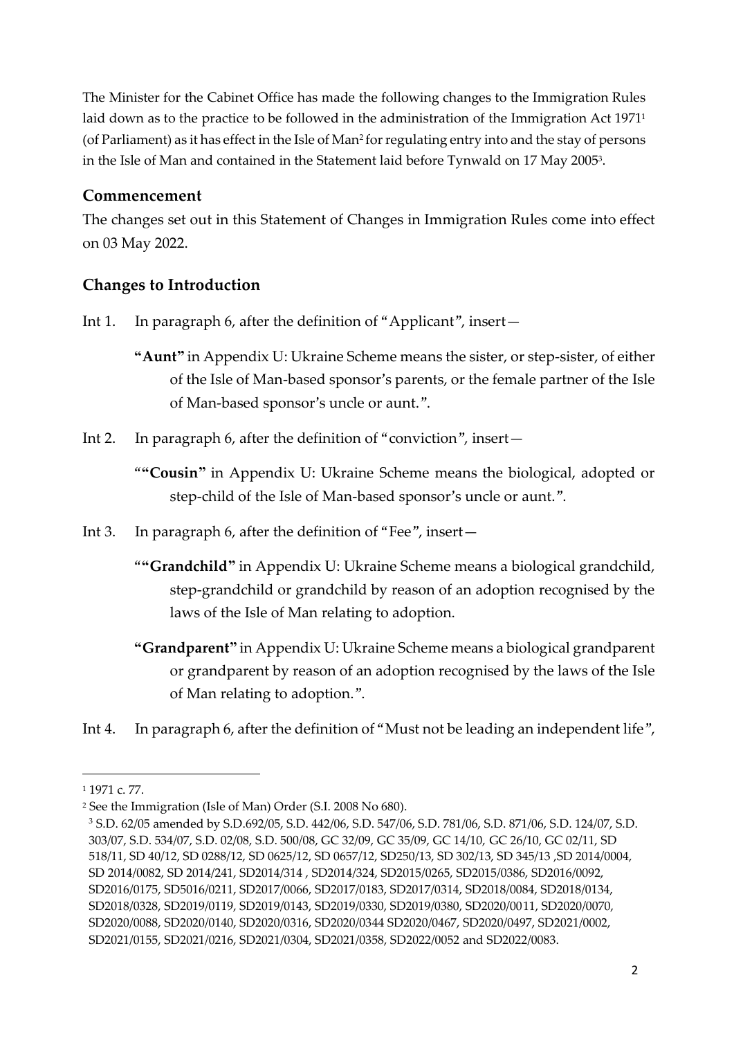The Minister for the Cabinet Office has made the following changes to the Immigration Rules laid down as to the practice to be followed in the administration of the Immigration Act 1971[1] (of Parliament) as it has effect in the Isle of Man[2] for regulating entry into and the stay of persons in the Isle of Man and contained in the Statement laid before Tynwald on 17 May 2005[3].

## Commencement

The changes set out in this Statement of Changes in Immigration Rules come into effect on 03 May 2022.

## Changes to Introduction

Int 1. In paragraph 6, after the definition of "Applicant", insert—

> **"Aunt"** in Appendix U: Ukraine Scheme means the sister, or step-sister, of either of the Isle of Man-based sponsor's parents, or the female partner of the Isle of Man-based sponsor's uncle or aunt.".

Int 2. In paragraph 6, after the definition of "conviction", insert—

> "**"Cousin"** in Appendix U: Ukraine Scheme means the biological, adopted or step-child of the Isle of Man-based sponsor's uncle or aunt.".

Int 3. In paragraph 6, after the definition of "Fee", insert—

> "**"Grandchild"** in Appendix U: Ukraine Scheme means a biological grandchild, step-grandchild or grandchild by reason of an adoption recognised by the laws of the Isle of Man relating to adoption.
>
> **"Grandparent"** in Appendix U: Ukraine Scheme means a biological grandparent or grandparent by reason of an adoption recognised by the laws of the Isle of Man relating to adoption.".

Int 4. In paragraph 6, after the definition of "Must not be leading an independent life",

---

[1] 1971 c. 77.

[2] See the Immigration (Isle of Man) Order (S.I. 2008 No 680).

[3] S.D. 62/05 amended by S.D.692/05, S.D. 442/06, S.D. 547/06, S.D. 781/06, S.D. 871/06, S.D. 124/07, S.D. 303/07, S.D. 534/07, S.D. 02/08, S.D. 500/08, GC 32/09, GC 35/09, GC 14/10, GC 26/10, GC 02/11, SD 518/11, SD 40/12, SD 0288/12, SD 0625/12, SD 0657/12, SD250/13, SD 302/13, SD 345/13 ,SD 2014/0004, SD 2014/0082, SD 2014/241, SD2014/314 , SD2014/324, SD2015/0265, SD2015/0386, SD2016/0092, SD2016/0175, SD5016/0211, SD2017/0066, SD2017/0183, SD2017/0314, SD2018/0084, SD2018/0134, SD2018/0328, SD2019/0119, SD2019/0143, SD2019/0330, SD2019/0380, SD2020/0011, SD2020/0070, SD2020/0088, SD2020/0140, SD2020/0316, SD2020/0344 SD2020/0467, SD2020/0497, SD2021/0002, SD2021/0155, SD2021/0216, SD2021/0304, SD2021/0358, SD2022/0052 and SD2022/0083.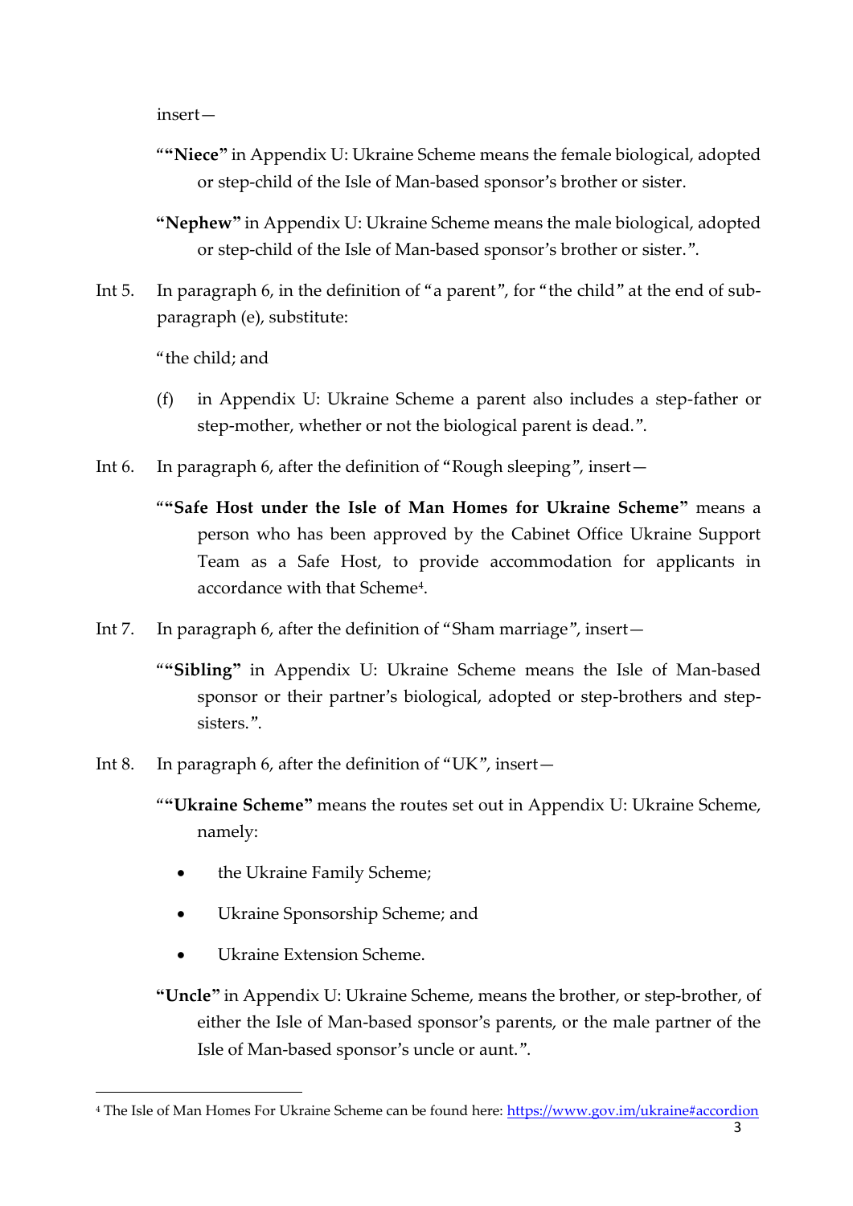insert—

"**"Niece"** in Appendix U: Ukraine Scheme means the female biological, adopted or step-child of the Isle of Man-based sponsor's brother or sister.

**"Nephew"** in Appendix U: Ukraine Scheme means the male biological, adopted or step-child of the Isle of Man-based sponsor's brother or sister.".

Int 5. In paragraph 6, in the definition of "a parent", for "the child" at the end of sub-paragraph (e), substitute:

"the child; and

(f) in Appendix U: Ukraine Scheme a parent also includes a step-father or step-mother, whether or not the biological parent is dead.".

Int 6. In paragraph 6, after the definition of "Rough sleeping", insert—

"**"Safe Host under the Isle of Man Homes for Ukraine Scheme"** means a person who has been approved by the Cabinet Office Ukraine Support Team as a Safe Host, to provide accommodation for applicants in accordance with that Scheme[4].

Int 7. In paragraph 6, after the definition of "Sham marriage", insert—

"**"Sibling"** in Appendix U: Ukraine Scheme means the Isle of Man-based sponsor or their partner's biological, adopted or step-brothers and step-sisters.".

Int 8. In paragraph 6, after the definition of "UK", insert—

"**"Ukraine Scheme"** means the routes set out in Appendix U: Ukraine Scheme, namely:

- the Ukraine Family Scheme;
- Ukraine Sponsorship Scheme; and
- Ukraine Extension Scheme.

**"Uncle"** in Appendix U: Ukraine Scheme, means the brother, or step-brother, of either the Isle of Man-based sponsor's parents, or the male partner of the Isle of Man-based sponsor's uncle or aunt.".

[4] The Isle of Man Homes For Ukraine Scheme can be found here: https://www.gov.im/ukraine#accordion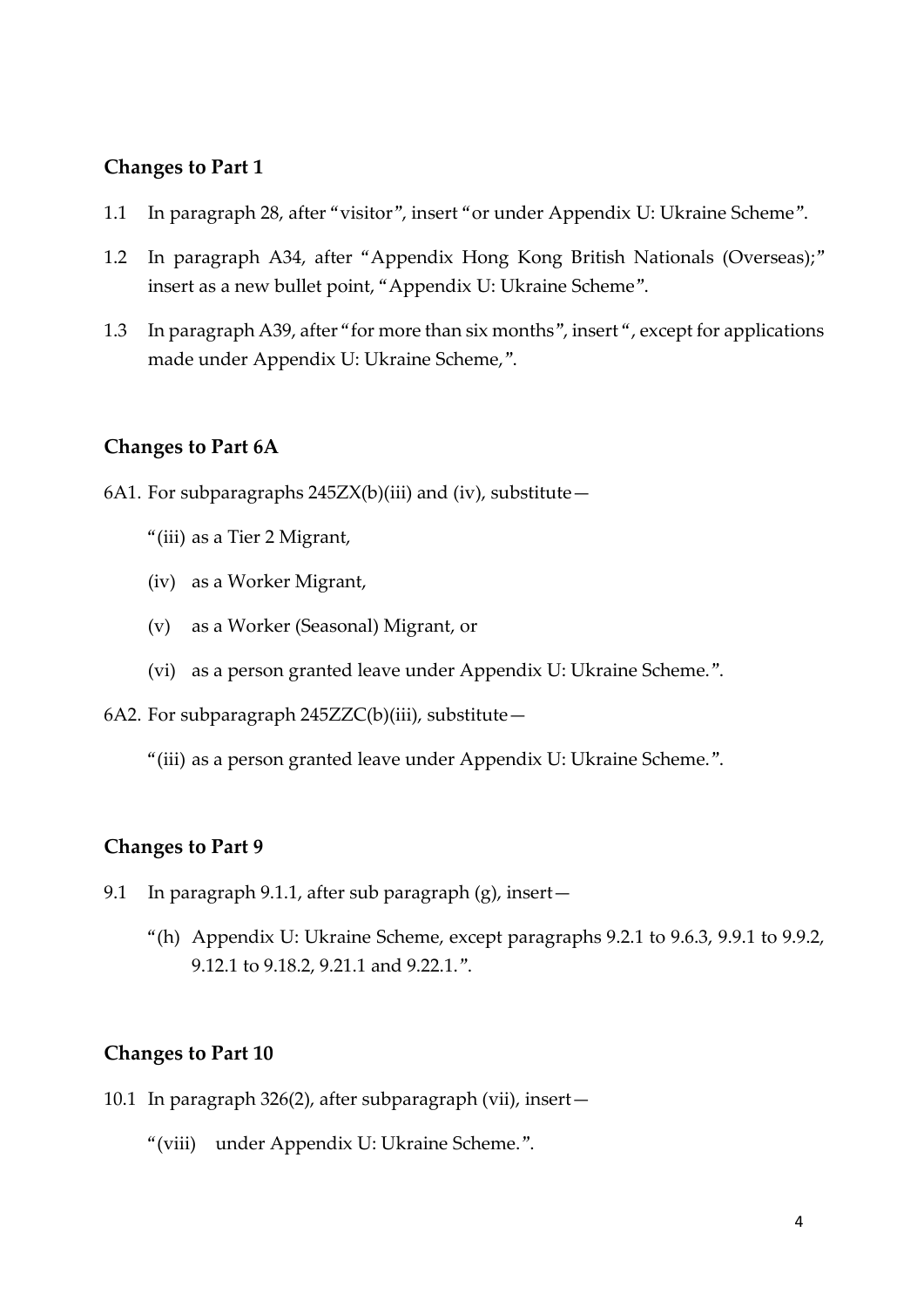## Changes to Part 1

1.1 In paragraph 28, after "visitor", insert "or under Appendix U: Ukraine Scheme".

1.2 In paragraph A34, after "Appendix Hong Kong British Nationals (Overseas);" insert as a new bullet point, "Appendix U: Ukraine Scheme".

1.3 In paragraph A39, after "for more than six months", insert ", except for applications made under Appendix U: Ukraine Scheme,".

## Changes to Part 6A

6A1. For subparagraphs 245ZX(b)(iii) and (iv), substitute—

"(iii) as a Tier 2 Migrant,

(iv) as a Worker Migrant,

(v) as a Worker (Seasonal) Migrant, or

(vi) as a person granted leave under Appendix U: Ukraine Scheme.".

6A2. For subparagraph 245ZZC(b)(iii), substitute—

"(iii) as a person granted leave under Appendix U: Ukraine Scheme.".

## Changes to Part 9

9.1 In paragraph 9.1.1, after sub paragraph (g), insert—

"(h) Appendix U: Ukraine Scheme, except paragraphs 9.2.1 to 9.6.3, 9.9.1 to 9.9.2, 9.12.1 to 9.18.2, 9.21.1 and 9.22.1.".

## Changes to Part 10

10.1 In paragraph 326(2), after subparagraph (vii), insert—

"(viii) under Appendix U: Ukraine Scheme.".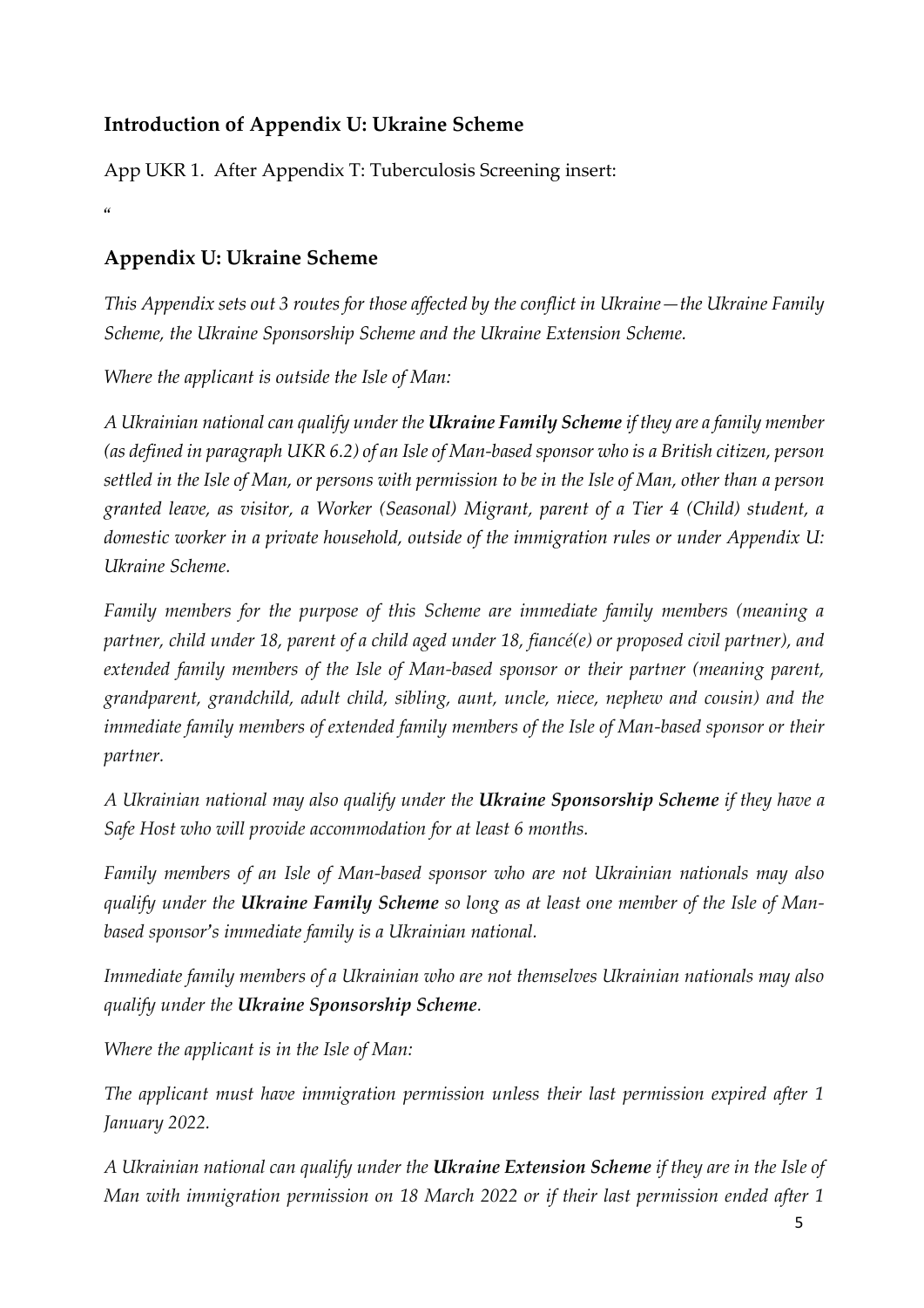## Introduction of Appendix U: Ukraine Scheme

App UKR 1. After Appendix T: Tuberculosis Screening insert:

"

## Appendix U: Ukraine Scheme

*This Appendix sets out 3 routes for those affected by the conflict in Ukraine—the Ukraine Family Scheme, the Ukraine Sponsorship Scheme and the Ukraine Extension Scheme.*

*Where the applicant is outside the Isle of Man:*

*A Ukrainian national can qualify under the* ***Ukraine Family Scheme*** *if they are a family member (as defined in paragraph UKR 6.2) of an Isle of Man-based sponsor who is a British citizen, person settled in the Isle of Man, or persons with permission to be in the Isle of Man, other than a person granted leave, as visitor, a Worker (Seasonal) Migrant, parent of a Tier 4 (Child) student, a domestic worker in a private household, outside of the immigration rules or under Appendix U: Ukraine Scheme.*

*Family members for the purpose of this Scheme are immediate family members (meaning a partner, child under 18, parent of a child aged under 18, fiancé(e) or proposed civil partner), and extended family members of the Isle of Man-based sponsor or their partner (meaning parent, grandparent, grandchild, adult child, sibling, aunt, uncle, niece, nephew and cousin) and the immediate family members of extended family members of the Isle of Man-based sponsor or their partner.*

*A Ukrainian national may also qualify under the* ***Ukraine Sponsorship Scheme*** *if they have a Safe Host who will provide accommodation for at least 6 months.*

*Family members of an Isle of Man-based sponsor who are not Ukrainian nationals may also qualify under the* ***Ukraine Family Scheme*** *so long as at least one member of the Isle of Man-based sponsor's immediate family is a Ukrainian national.*

*Immediate family members of a Ukrainian who are not themselves Ukrainian nationals may also qualify under the* ***Ukraine Sponsorship Scheme****.*

*Where the applicant is in the Isle of Man:*

*The applicant must have immigration permission unless their last permission expired after 1 January 2022.*

*A Ukrainian national can qualify under the* ***Ukraine Extension Scheme*** *if they are in the Isle of Man with immigration permission on 18 March 2022 or if their last permission ended after 1*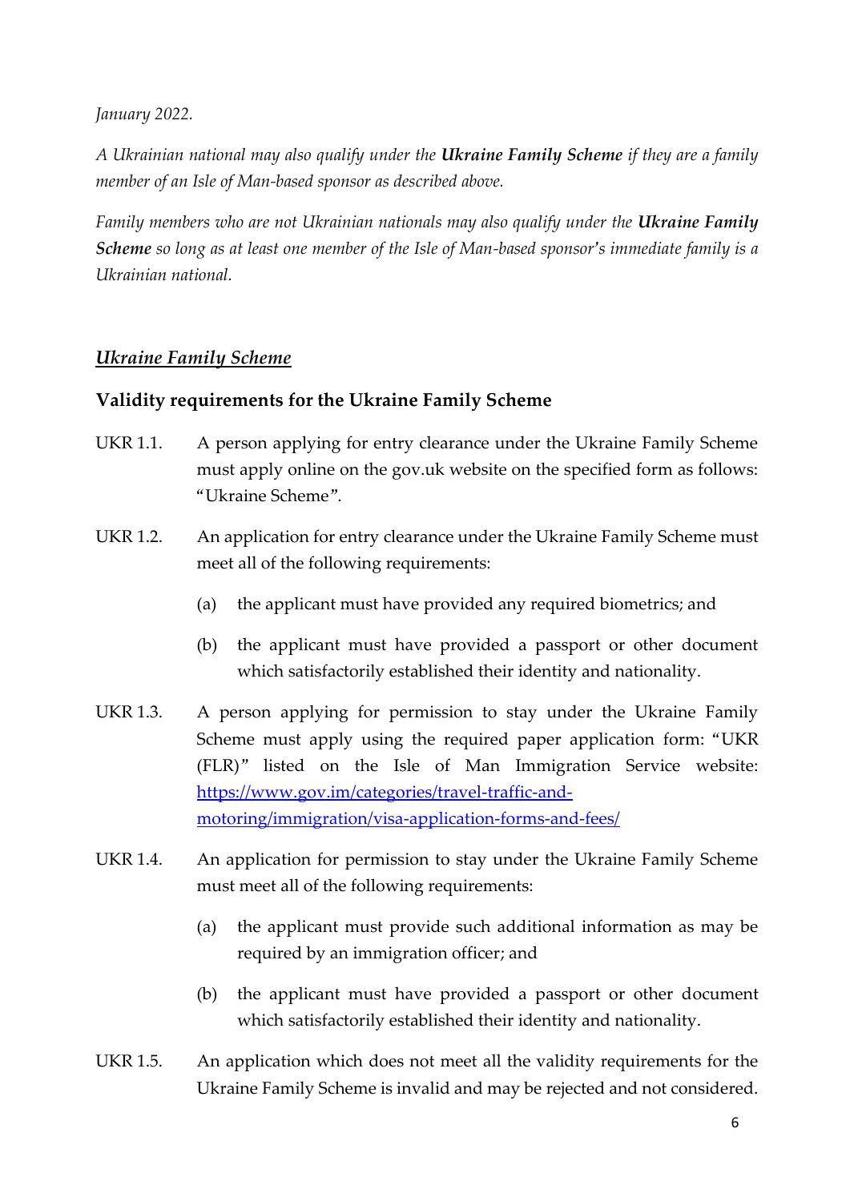*January 2022.*

*A Ukrainian national may also qualify under the **Ukraine Family Scheme** if they are a family member of an Isle of Man-based sponsor as described above.*

*Family members who are not Ukrainian nationals may also qualify under the **Ukraine Family Scheme** so long as at least one member of the Isle of Man-based sponsor's immediate family is a Ukrainian national.*

## ***Ukraine Family Scheme***

### Validity requirements for the Ukraine Family Scheme

UKR 1.1. A person applying for entry clearance under the Ukraine Family Scheme must apply online on the gov.uk website on the specified form as follows: "Ukraine Scheme".

UKR 1.2. An application for entry clearance under the Ukraine Family Scheme must meet all of the following requirements:

- (a) the applicant must have provided any required biometrics; and
- (b) the applicant must have provided a passport or other document which satisfactorily established their identity and nationality.

UKR 1.3. A person applying for permission to stay under the Ukraine Family Scheme must apply using the required paper application form: "UKR (FLR)" listed on the Isle of Man Immigration Service website: [https://www.gov.im/categories/travel-traffic-and-motoring/immigration/visa-application-forms-and-fees/](https://www.gov.im/categories/travel-traffic-and-motoring/immigration/visa-application-forms-and-fees/)

UKR 1.4. An application for permission to stay under the Ukraine Family Scheme must meet all of the following requirements:

- (a) the applicant must provide such additional information as may be required by an immigration officer; and
- (b) the applicant must have provided a passport or other document which satisfactorily established their identity and nationality.

UKR 1.5. An application which does not meet all the validity requirements for the Ukraine Family Scheme is invalid and may be rejected and not considered.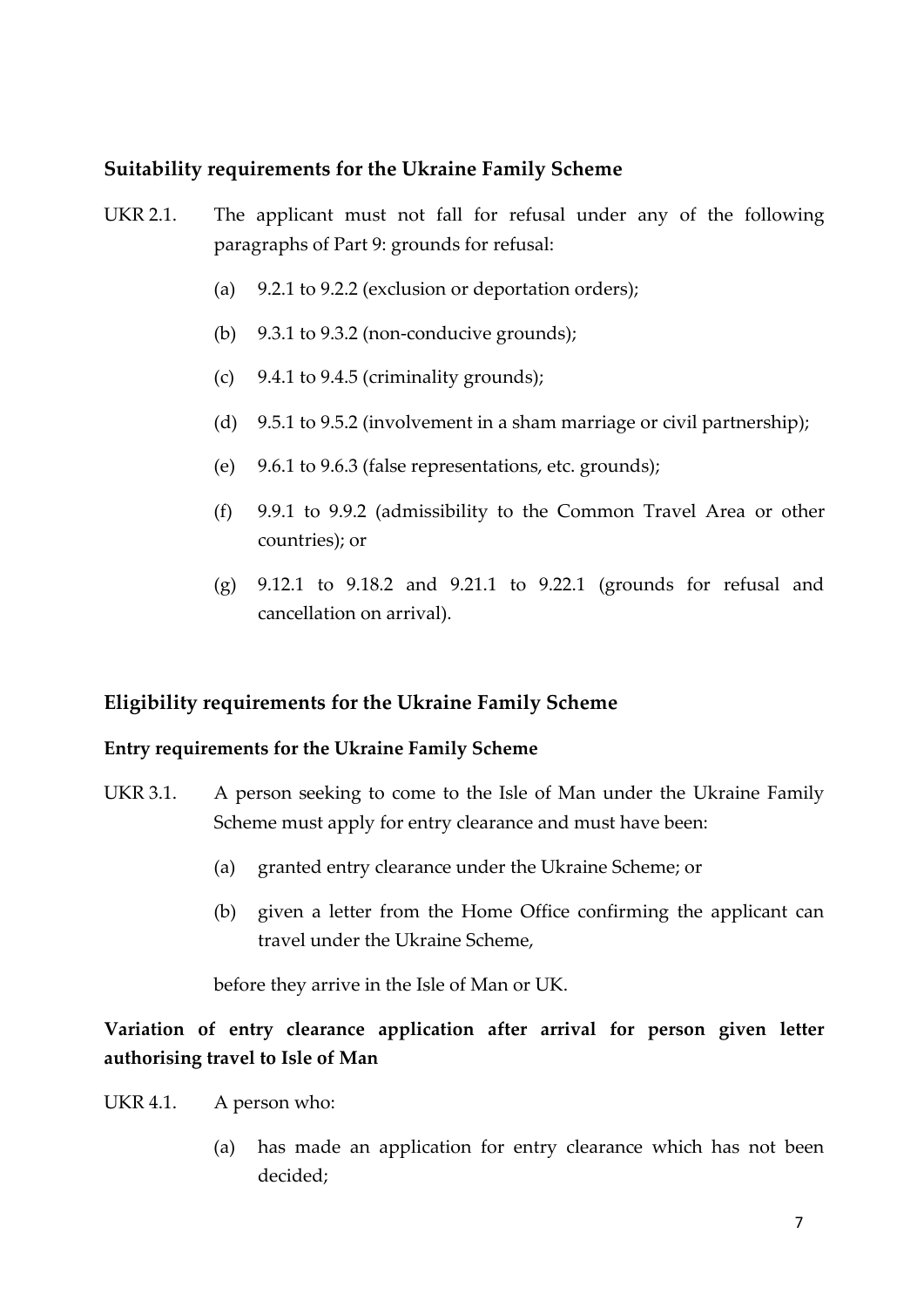## Suitability requirements for the Ukraine Family Scheme

UKR 2.1. The applicant must not fall for refusal under any of the following paragraphs of Part 9: grounds for refusal:

(a) 9.2.1 to 9.2.2 (exclusion or deportation orders);

(b) 9.3.1 to 9.3.2 (non-conducive grounds);

(c) 9.4.1 to 9.4.5 (criminality grounds);

(d) 9.5.1 to 9.5.2 (involvement in a sham marriage or civil partnership);

(e) 9.6.1 to 9.6.3 (false representations, etc. grounds);

(f) 9.9.1 to 9.9.2 (admissibility to the Common Travel Area or other countries); or

(g) 9.12.1 to 9.18.2 and 9.21.1 to 9.22.1 (grounds for refusal and cancellation on arrival).

## Eligibility requirements for the Ukraine Family Scheme

### Entry requirements for the Ukraine Family Scheme

UKR 3.1. A person seeking to come to the Isle of Man under the Ukraine Family Scheme must apply for entry clearance and must have been:

(a) granted entry clearance under the Ukraine Scheme; or

(b) given a letter from the Home Office confirming the applicant can travel under the Ukraine Scheme,

before they arrive in the Isle of Man or UK.

### Variation of entry clearance application after arrival for person given letter authorising travel to Isle of Man

UKR 4.1. A person who:

(a) has made an application for entry clearance which has not been decided;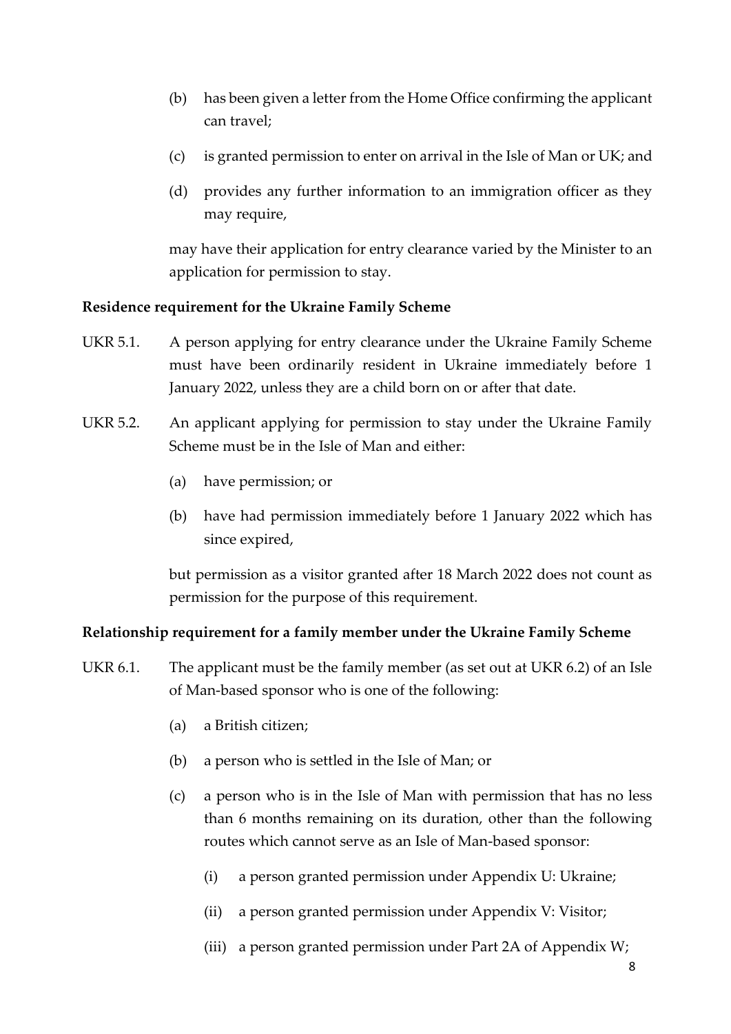(b) has been given a letter from the Home Office confirming the applicant can travel;

(c) is granted permission to enter on arrival in the Isle of Man or UK; and

(d) provides any further information to an immigration officer as they may require,

may have their application for entry clearance varied by the Minister to an application for permission to stay.

**Residence requirement for the Ukraine Family Scheme**

UKR 5.1. A person applying for entry clearance under the Ukraine Family Scheme must have been ordinarily resident in Ukraine immediately before 1 January 2022, unless they are a child born on or after that date.

UKR 5.2. An applicant applying for permission to stay under the Ukraine Family Scheme must be in the Isle of Man and either:

(a) have permission; or

(b) have had permission immediately before 1 January 2022 which has since expired,

but permission as a visitor granted after 18 March 2022 does not count as permission for the purpose of this requirement.

**Relationship requirement for a family member under the Ukraine Family Scheme**

UKR 6.1. The applicant must be the family member (as set out at UKR 6.2) of an Isle of Man-based sponsor who is one of the following:

(a) a British citizen;

(b) a person who is settled in the Isle of Man; or

(c) a person who is in the Isle of Man with permission that has no less than 6 months remaining on its duration, other than the following routes which cannot serve as an Isle of Man-based sponsor:

(i) a person granted permission under Appendix U: Ukraine;

(ii) a person granted permission under Appendix V: Visitor;

(iii) a person granted permission under Part 2A of Appendix W;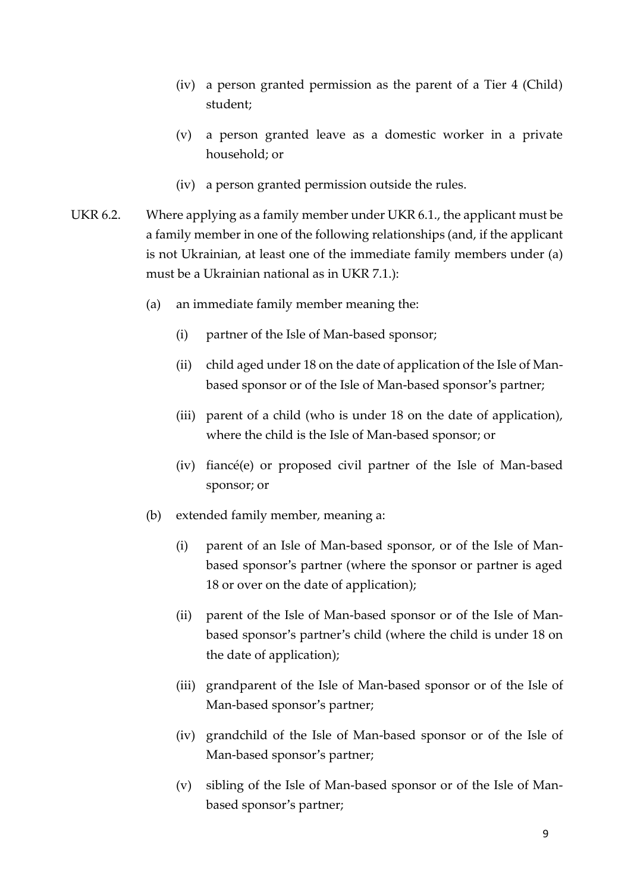(iv) a person granted permission as the parent of a Tier 4 (Child) student;

(v) a person granted leave as a domestic worker in a private household; or

(iv) a person granted permission outside the rules.

UKR 6.2. Where applying as a family member under UKR 6.1., the applicant must be a family member in one of the following relationships (and, if the applicant is not Ukrainian, at least one of the immediate family members under (a) must be a Ukrainian national as in UKR 7.1.):

(a) an immediate family member meaning the:

(i) partner of the Isle of Man-based sponsor;

(ii) child aged under 18 on the date of application of the Isle of Man-based sponsor or of the Isle of Man-based sponsor's partner;

(iii) parent of a child (who is under 18 on the date of application), where the child is the Isle of Man-based sponsor; or

(iv) fiancé(e) or proposed civil partner of the Isle of Man-based sponsor; or

(b) extended family member, meaning a:

(i) parent of an Isle of Man-based sponsor, or of the Isle of Man-based sponsor's partner (where the sponsor or partner is aged 18 or over on the date of application);

(ii) parent of the Isle of Man-based sponsor or of the Isle of Man-based sponsor's partner's child (where the child is under 18 on the date of application);

(iii) grandparent of the Isle of Man-based sponsor or of the Isle of Man-based sponsor's partner;

(iv) grandchild of the Isle of Man-based sponsor or of the Isle of Man-based sponsor's partner;

(v) sibling of the Isle of Man-based sponsor or of the Isle of Man-based sponsor's partner;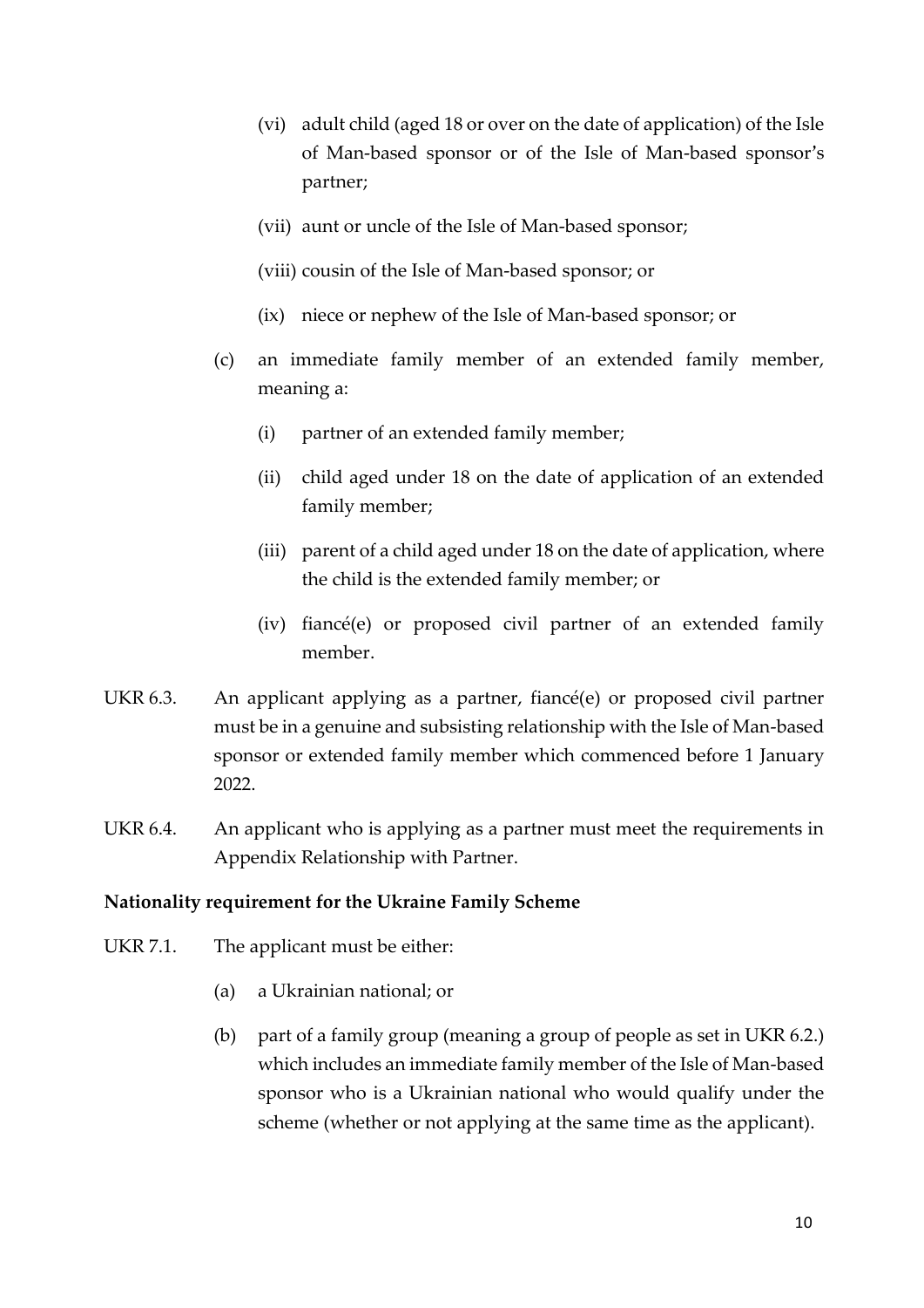- (vi) adult child (aged 18 or over on the date of application) of the Isle of Man-based sponsor or of the Isle of Man-based sponsor's partner;
- (vii) aunt or uncle of the Isle of Man-based sponsor;
- (viii) cousin of the Isle of Man-based sponsor; or
- (ix) niece or nephew of the Isle of Man-based sponsor; or

(c) an immediate family member of an extended family member, meaning a:

- (i) partner of an extended family member;
- (ii) child aged under 18 on the date of application of an extended family member;
- (iii) parent of a child aged under 18 on the date of application, where the child is the extended family member; or
- (iv) fiancé(e) or proposed civil partner of an extended family member.

UKR 6.3. An applicant applying as a partner, fiancé(e) or proposed civil partner must be in a genuine and subsisting relationship with the Isle of Man-based sponsor or extended family member which commenced before 1 January 2022.

UKR 6.4. An applicant who is applying as a partner must meet the requirements in Appendix Relationship with Partner.

**Nationality requirement for the Ukraine Family Scheme**

UKR 7.1. The applicant must be either:

(a) a Ukrainian national; or

(b) part of a family group (meaning a group of people as set in UKR 6.2.) which includes an immediate family member of the Isle of Man-based sponsor who is a Ukrainian national who would qualify under the scheme (whether or not applying at the same time as the applicant).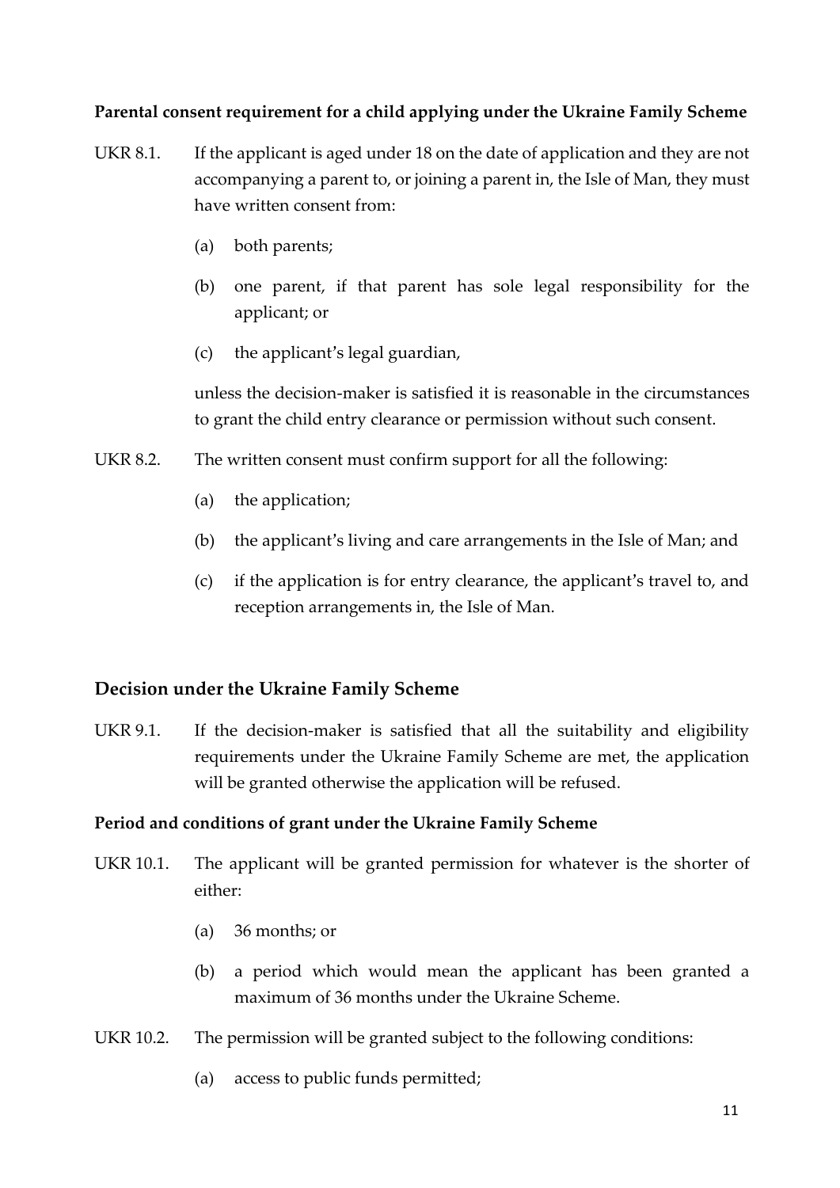**Parental consent requirement for a child applying under the Ukraine Family Scheme**

UKR 8.1. If the applicant is aged under 18 on the date of application and they are not accompanying a parent to, or joining a parent in, the Isle of Man, they must have written consent from:

- (a) both parents;
- (b) one parent, if that parent has sole legal responsibility for the applicant; or
- (c) the applicant's legal guardian,

unless the decision-maker is satisfied it is reasonable in the circumstances to grant the child entry clearance or permission without such consent.

UKR 8.2. The written consent must confirm support for all the following:

- (a) the application;
- (b) the applicant's living and care arrangements in the Isle of Man; and
- (c) if the application is for entry clearance, the applicant's travel to, and reception arrangements in, the Isle of Man.

## Decision under the Ukraine Family Scheme

UKR 9.1. If the decision-maker is satisfied that all the suitability and eligibility requirements under the Ukraine Family Scheme are met, the application will be granted otherwise the application will be refused.

**Period and conditions of grant under the Ukraine Family Scheme**

UKR 10.1. The applicant will be granted permission for whatever is the shorter of either:

- (a) 36 months; or
- (b) a period which would mean the applicant has been granted a maximum of 36 months under the Ukraine Scheme.

UKR 10.2. The permission will be granted subject to the following conditions:

- (a) access to public funds permitted;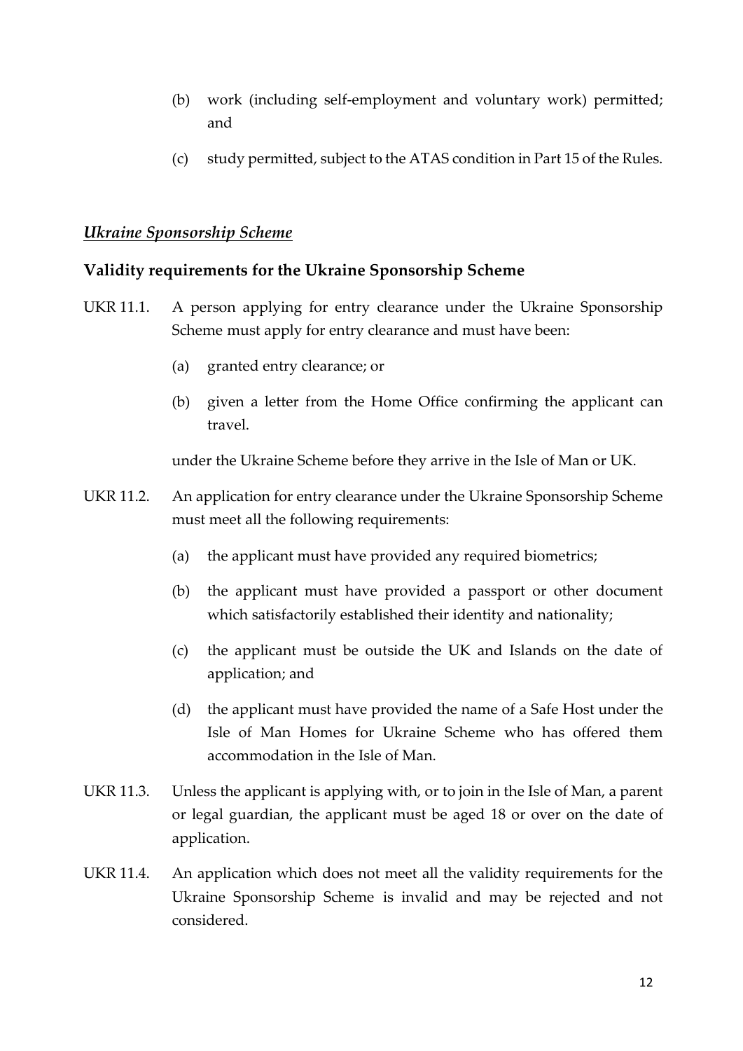(b) work (including self-employment and voluntary work) permitted; and

(c) study permitted, subject to the ATAS condition in Part 15 of the Rules.

### ***Ukraine Sponsorship Scheme***

### **Validity requirements for the Ukraine Sponsorship Scheme**

UKR 11.1. A person applying for entry clearance under the Ukraine Sponsorship Scheme must apply for entry clearance and must have been:

(a) granted entry clearance; or

(b) given a letter from the Home Office confirming the applicant can travel.

under the Ukraine Scheme before they arrive in the Isle of Man or UK.

UKR 11.2. An application for entry clearance under the Ukraine Sponsorship Scheme must meet all the following requirements:

(a) the applicant must have provided any required biometrics;

(b) the applicant must have provided a passport or other document which satisfactorily established their identity and nationality;

(c) the applicant must be outside the UK and Islands on the date of application; and

(d) the applicant must have provided the name of a Safe Host under the Isle of Man Homes for Ukraine Scheme who has offered them accommodation in the Isle of Man.

UKR 11.3. Unless the applicant is applying with, or to join in the Isle of Man, a parent or legal guardian, the applicant must be aged 18 or over on the date of application.

UKR 11.4. An application which does not meet all the validity requirements for the Ukraine Sponsorship Scheme is invalid and may be rejected and not considered.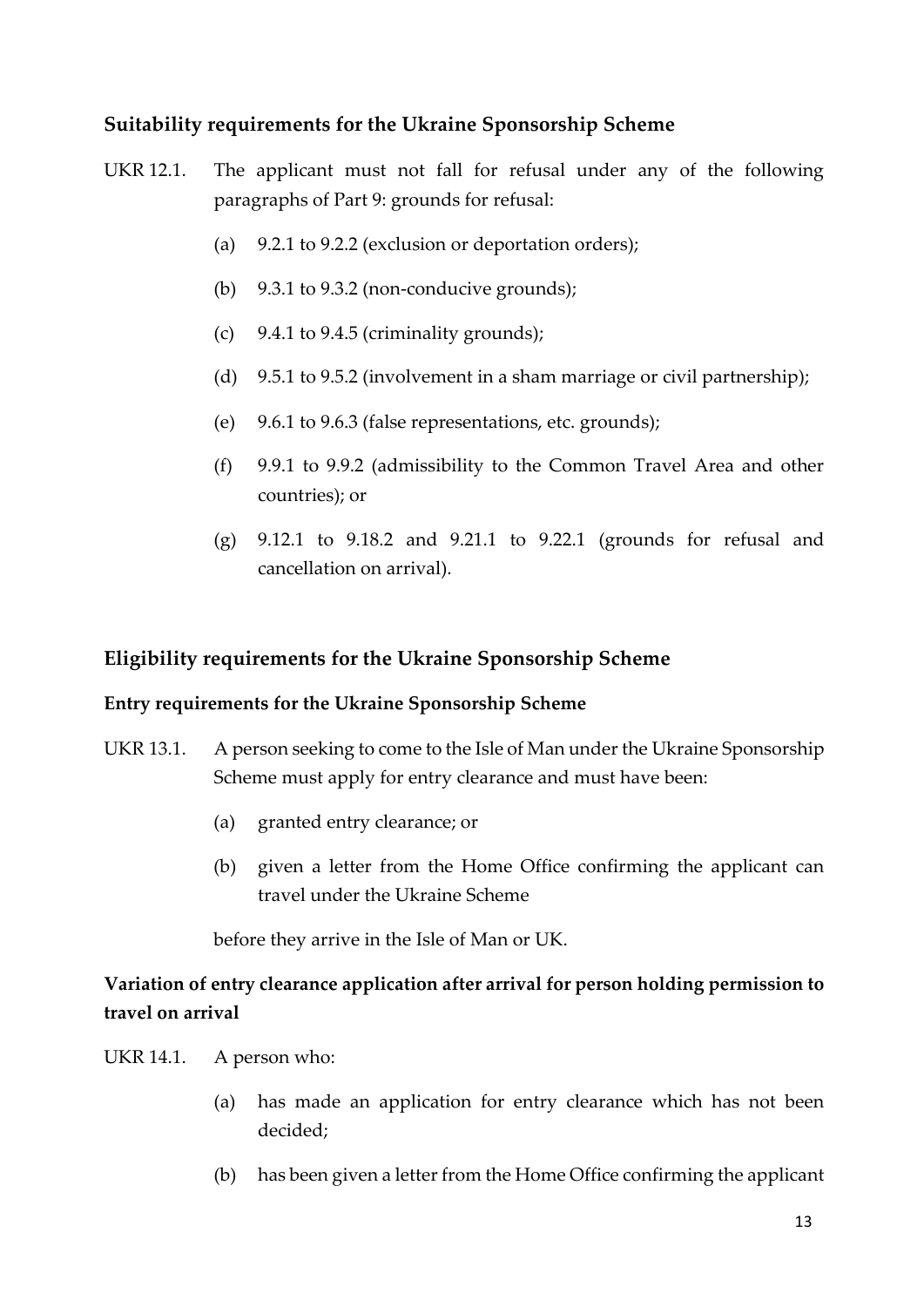## Suitability requirements for the Ukraine Sponsorship Scheme

UKR 12.1. The applicant must not fall for refusal under any of the following paragraphs of Part 9: grounds for refusal:

(a) 9.2.1 to 9.2.2 (exclusion or deportation orders);

(b) 9.3.1 to 9.3.2 (non-conducive grounds);

(c) 9.4.1 to 9.4.5 (criminality grounds);

(d) 9.5.1 to 9.5.2 (involvement in a sham marriage or civil partnership);

(e) 9.6.1 to 9.6.3 (false representations, etc. grounds);

(f) 9.9.1 to 9.9.2 (admissibility to the Common Travel Area and other countries); or

(g) 9.12.1 to 9.18.2 and 9.21.1 to 9.22.1 (grounds for refusal and cancellation on arrival).

## Eligibility requirements for the Ukraine Sponsorship Scheme

### Entry requirements for the Ukraine Sponsorship Scheme

UKR 13.1. A person seeking to come to the Isle of Man under the Ukraine Sponsorship Scheme must apply for entry clearance and must have been:

(a) granted entry clearance; or

(b) given a letter from the Home Office confirming the applicant can travel under the Ukraine Scheme

before they arrive in the Isle of Man or UK.

### Variation of entry clearance application after arrival for person holding permission to travel on arrival

UKR 14.1. A person who:

(a) has made an application for entry clearance which has not been decided;

(b) has been given a letter from the Home Office confirming the applicant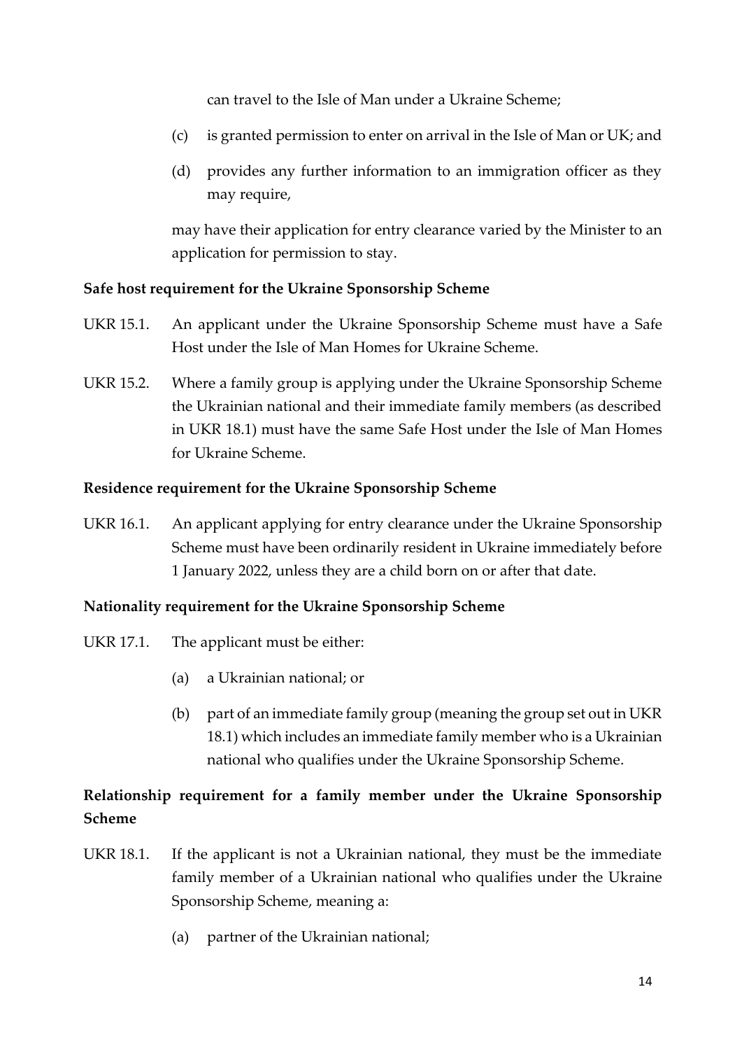can travel to the Isle of Man under a Ukraine Scheme;

(c) is granted permission to enter on arrival in the Isle of Man or UK; and

(d) provides any further information to an immigration officer as they may require,

may have their application for entry clearance varied by the Minister to an application for permission to stay.

**Safe host requirement for the Ukraine Sponsorship Scheme**

UKR 15.1. An applicant under the Ukraine Sponsorship Scheme must have a Safe Host under the Isle of Man Homes for Ukraine Scheme.

UKR 15.2. Where a family group is applying under the Ukraine Sponsorship Scheme the Ukrainian national and their immediate family members (as described in UKR 18.1) must have the same Safe Host under the Isle of Man Homes for Ukraine Scheme.

**Residence requirement for the Ukraine Sponsorship Scheme**

UKR 16.1. An applicant applying for entry clearance under the Ukraine Sponsorship Scheme must have been ordinarily resident in Ukraine immediately before 1 January 2022, unless they are a child born on or after that date.

**Nationality requirement for the Ukraine Sponsorship Scheme**

UKR 17.1. The applicant must be either:

(a) a Ukrainian national; or

(b) part of an immediate family group (meaning the group set out in UKR 18.1) which includes an immediate family member who is a Ukrainian national who qualifies under the Ukraine Sponsorship Scheme.

**Relationship requirement for a family member under the Ukraine Sponsorship Scheme**

UKR 18.1. If the applicant is not a Ukrainian national, they must be the immediate family member of a Ukrainian national who qualifies under the Ukraine Sponsorship Scheme, meaning a:

(a) partner of the Ukrainian national;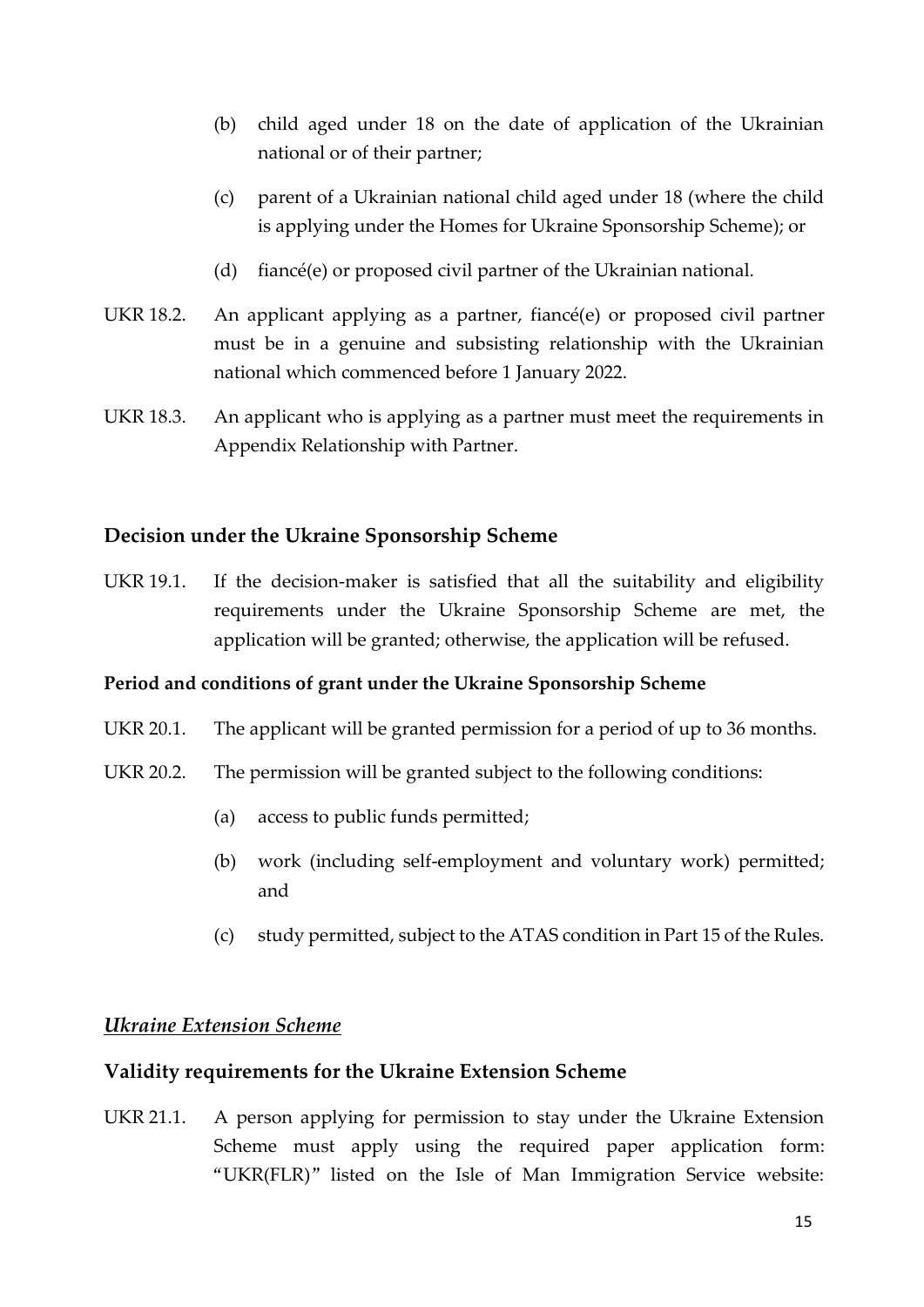(b) child aged under 18 on the date of application of the Ukrainian national or of their partner;

(c) parent of a Ukrainian national child aged under 18 (where the child is applying under the Homes for Ukraine Sponsorship Scheme); or

(d) fiancé(e) or proposed civil partner of the Ukrainian national.

UKR 18.2. An applicant applying as a partner, fiancé(e) or proposed civil partner must be in a genuine and subsisting relationship with the Ukrainian national which commenced before 1 January 2022.

UKR 18.3. An applicant who is applying as a partner must meet the requirements in Appendix Relationship with Partner.

## Decision under the Ukraine Sponsorship Scheme

UKR 19.1. If the decision-maker is satisfied that all the suitability and eligibility requirements under the Ukraine Sponsorship Scheme are met, the application will be granted; otherwise, the application will be refused.

### Period and conditions of grant under the Ukraine Sponsorship Scheme

UKR 20.1. The applicant will be granted permission for a period of up to 36 months.

UKR 20.2. The permission will be granted subject to the following conditions:

(a) access to public funds permitted;

(b) work (including self-employment and voluntary work) permitted; and

(c) study permitted, subject to the ATAS condition in Part 15 of the Rules.

## *Ukraine Extension Scheme*

## Validity requirements for the Ukraine Extension Scheme

UKR 21.1. A person applying for permission to stay under the Ukraine Extension Scheme must apply using the required paper application form: "UKR(FLR)" listed on the Isle of Man Immigration Service website: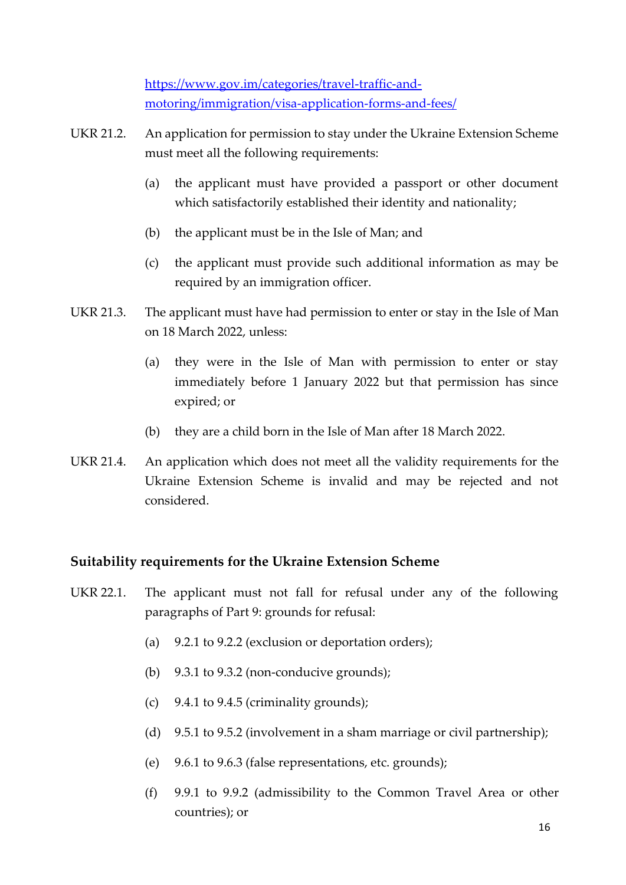[https://www.gov.im/categories/travel-traffic-and-motoring/immigration/visa-application-forms-and-fees/](https://www.gov.im/categories/travel-traffic-and-motoring/immigration/visa-application-forms-and-fees/)

UKR 21.2. An application for permission to stay under the Ukraine Extension Scheme must meet all the following requirements:

(a) the applicant must have provided a passport or other document which satisfactorily established their identity and nationality;

(b) the applicant must be in the Isle of Man; and

(c) the applicant must provide such additional information as may be required by an immigration officer.

UKR 21.3. The applicant must have had permission to enter or stay in the Isle of Man on 18 March 2022, unless:

(a) they were in the Isle of Man with permission to enter or stay immediately before 1 January 2022 but that permission has since expired; or

(b) they are a child born in the Isle of Man after 18 March 2022.

UKR 21.4. An application which does not meet all the validity requirements for the Ukraine Extension Scheme is invalid and may be rejected and not considered.

### Suitability requirements for the Ukraine Extension Scheme

UKR 22.1. The applicant must not fall for refusal under any of the following paragraphs of Part 9: grounds for refusal:

(a) 9.2.1 to 9.2.2 (exclusion or deportation orders);

(b) 9.3.1 to 9.3.2 (non-conducive grounds);

(c) 9.4.1 to 9.4.5 (criminality grounds);

(d) 9.5.1 to 9.5.2 (involvement in a sham marriage or civil partnership);

(e) 9.6.1 to 9.6.3 (false representations, etc. grounds);

(f) 9.9.1 to 9.9.2 (admissibility to the Common Travel Area or other countries); or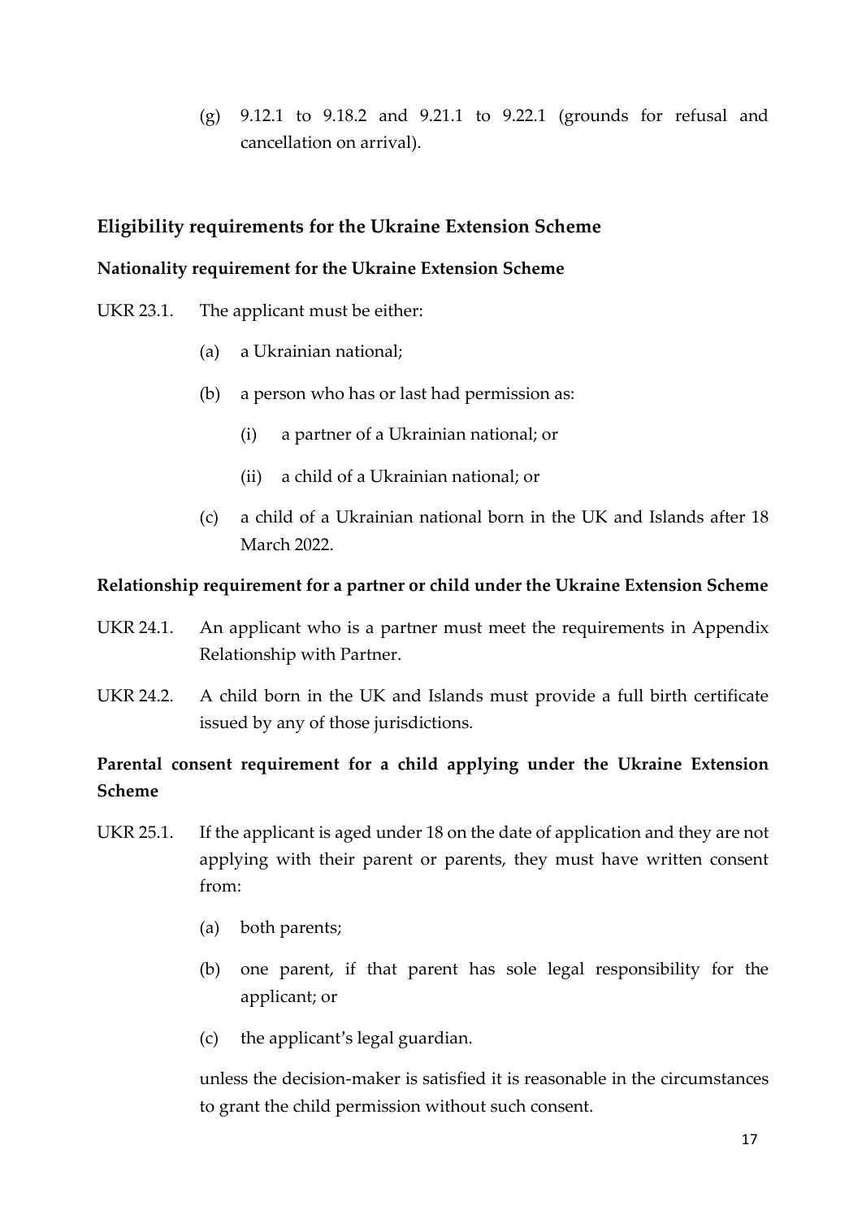(g) 9.12.1 to 9.18.2 and 9.21.1 to 9.22.1 (grounds for refusal and cancellation on arrival).

## Eligibility requirements for the Ukraine Extension Scheme

### Nationality requirement for the Ukraine Extension Scheme

UKR 23.1. The applicant must be either:

(a) a Ukrainian national;

(b) a person who has or last had permission as:

(i) a partner of a Ukrainian national; or

(ii) a child of a Ukrainian national; or

(c) a child of a Ukrainian national born in the UK and Islands after 18 March 2022.

### Relationship requirement for a partner or child under the Ukraine Extension Scheme

UKR 24.1. An applicant who is a partner must meet the requirements in Appendix Relationship with Partner.

UKR 24.2. A child born in the UK and Islands must provide a full birth certificate issued by any of those jurisdictions.

### Parental consent requirement for a child applying under the Ukraine Extension Scheme

UKR 25.1. If the applicant is aged under 18 on the date of application and they are not applying with their parent or parents, they must have written consent from:

(a) both parents;

(b) one parent, if that parent has sole legal responsibility for the applicant; or

(c) the applicant's legal guardian.

unless the decision-maker is satisfied it is reasonable in the circumstances to grant the child permission without such consent.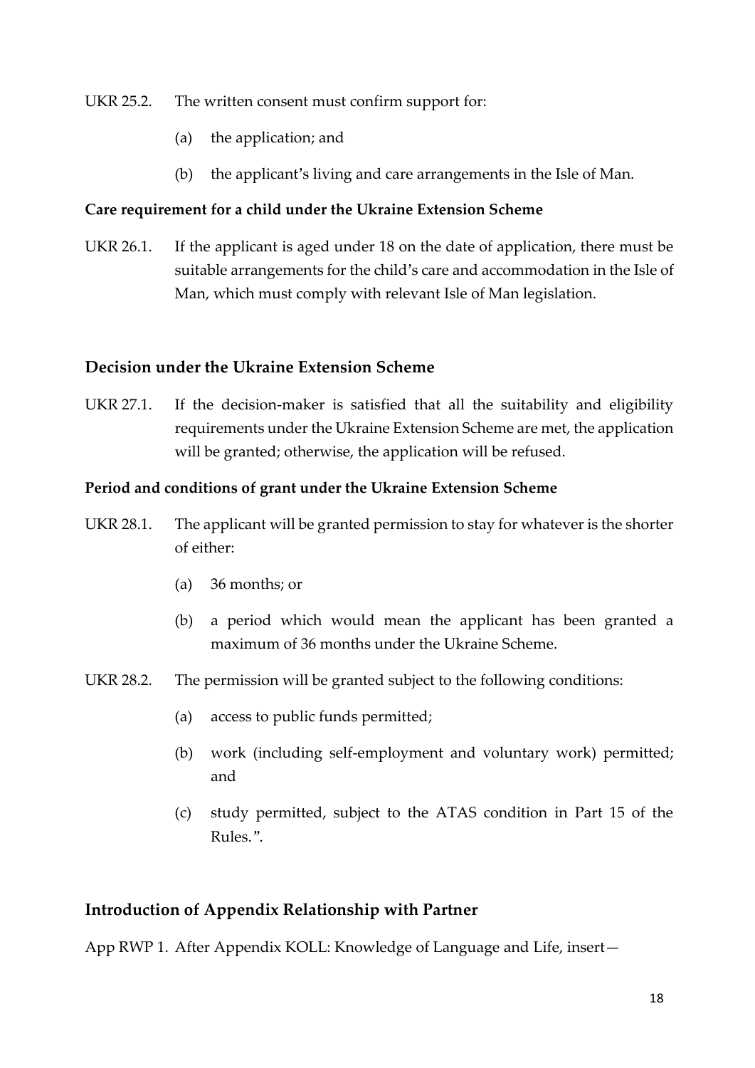UKR 25.2. The written consent must confirm support for:

(a) the application; and

(b) the applicant's living and care arrangements in the Isle of Man.

**Care requirement for a child under the Ukraine Extension Scheme**

UKR 26.1. If the applicant is aged under 18 on the date of application, there must be suitable arrangements for the child's care and accommodation in the Isle of Man, which must comply with relevant Isle of Man legislation.

## Decision under the Ukraine Extension Scheme

UKR 27.1. If the decision-maker is satisfied that all the suitability and eligibility requirements under the Ukraine Extension Scheme are met, the application will be granted; otherwise, the application will be refused.

**Period and conditions of grant under the Ukraine Extension Scheme**

UKR 28.1. The applicant will be granted permission to stay for whatever is the shorter of either:

(a) 36 months; or

(b) a period which would mean the applicant has been granted a maximum of 36 months under the Ukraine Scheme.

UKR 28.2. The permission will be granted subject to the following conditions:

(a) access to public funds permitted;

(b) work (including self-employment and voluntary work) permitted; and

(c) study permitted, subject to the ATAS condition in Part 15 of the Rules.".

## Introduction of Appendix Relationship with Partner

App RWP 1. After Appendix KOLL: Knowledge of Language and Life, insert—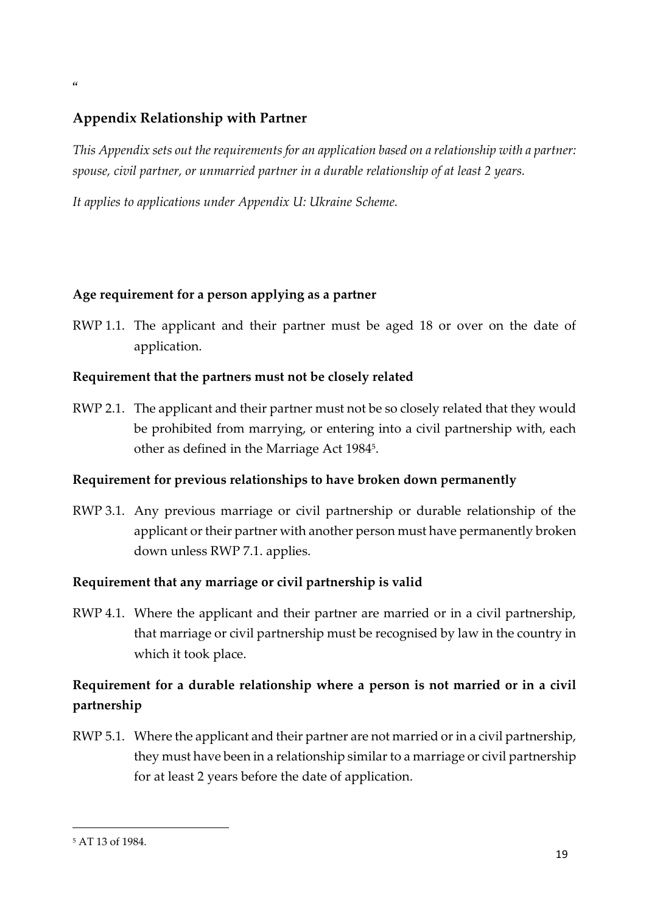"

## Appendix Relationship with Partner

*This Appendix sets out the requirements for an application based on a relationship with a partner: spouse, civil partner, or unmarried partner in a durable relationship of at least 2 years.*

*It applies to applications under Appendix U: Ukraine Scheme.*

### Age requirement for a person applying as a partner

RWP 1.1. The applicant and their partner must be aged 18 or over on the date of application.

### Requirement that the partners must not be closely related

RWP 2.1. The applicant and their partner must not be so closely related that they would be prohibited from marrying, or entering into a civil partnership with, each other as defined in the Marriage Act 1984[5].

### Requirement for previous relationships to have broken down permanently

RWP 3.1. Any previous marriage or civil partnership or durable relationship of the applicant or their partner with another person must have permanently broken down unless RWP 7.1. applies.

### Requirement that any marriage or civil partnership is valid

RWP 4.1. Where the applicant and their partner are married or in a civil partnership, that marriage or civil partnership must be recognised by law in the country in which it took place.

### Requirement for a durable relationship where a person is not married or in a civil partnership

RWP 5.1. Where the applicant and their partner are not married or in a civil partnership, they must have been in a relationship similar to a marriage or civil partnership for at least 2 years before the date of application.

---

[5] AT 13 of 1984.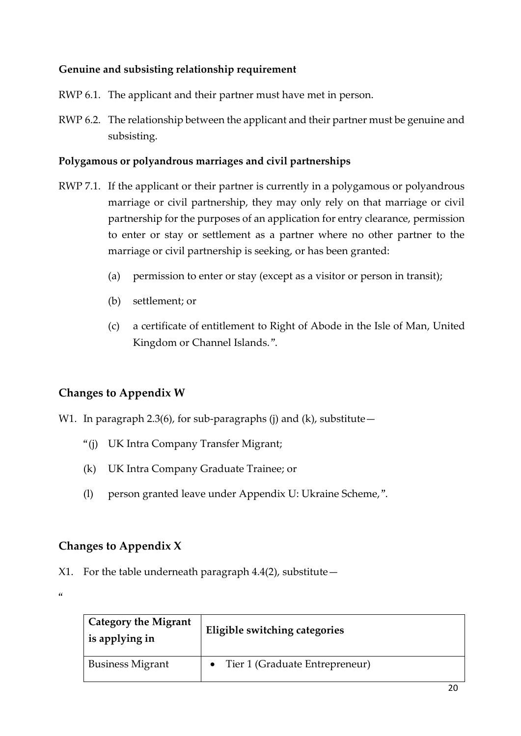**Genuine and subsisting relationship requirement**

RWP 6.1. The applicant and their partner must have met in person.

RWP 6.2. The relationship between the applicant and their partner must be genuine and subsisting.

**Polygamous or polyandrous marriages and civil partnerships**

RWP 7.1. If the applicant or their partner is currently in a polygamous or polyandrous marriage or civil partnership, they may only rely on that marriage or civil partnership for the purposes of an application for entry clearance, permission to enter or stay or settlement as a partner where no other partner to the marriage or civil partnership is seeking, or has been granted:

(a) permission to enter or stay (except as a visitor or person in transit);

(b) settlement; or

(c) a certificate of entitlement to Right of Abode in the Isle of Man, United Kingdom or Channel Islands.".

## Changes to Appendix W

W1. In paragraph 2.3(6), for sub-paragraphs (j) and (k), substitute—

"(j) UK Intra Company Transfer Migrant;

(k) UK Intra Company Graduate Trainee; or

(l) person granted leave under Appendix U: Ukraine Scheme,".

## Changes to Appendix X

X1. For the table underneath paragraph 4.4(2), substitute—

"

| Category the Migrant is applying in | Eligible switching categories |
|---|---|
| Business Migrant | • Tier 1 (Graduate Entrepreneur) |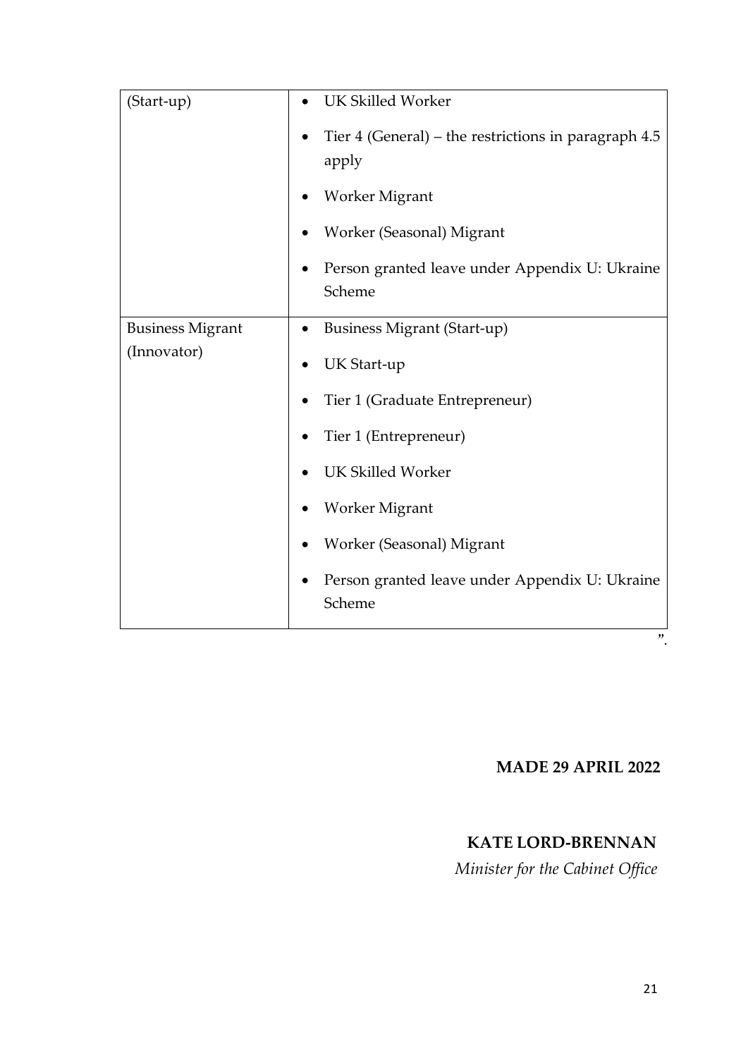| | |
|---|---|
| (Start-up) | • UK Skilled Worker<br>• Tier 4 (General) – the restrictions in paragraph 4.5 apply<br>• Worker Migrant<br>• Worker (Seasonal) Migrant<br>• Person granted leave under Appendix U: Ukraine Scheme |
| Business Migrant (Innovator) | • Business Migrant (Start-up)<br>• UK Start-up<br>• Tier 1 (Graduate Entrepreneur)<br>• Tier 1 (Entrepreneur)<br>• UK Skilled Worker<br>• Worker Migrant<br>• Worker (Seasonal) Migrant<br>• Person granted leave under Appendix U: Ukraine Scheme |

”.

**MADE 29 APRIL 2022**

**KATE LORD-BRENNAN**

*Minister for the Cabinet Office*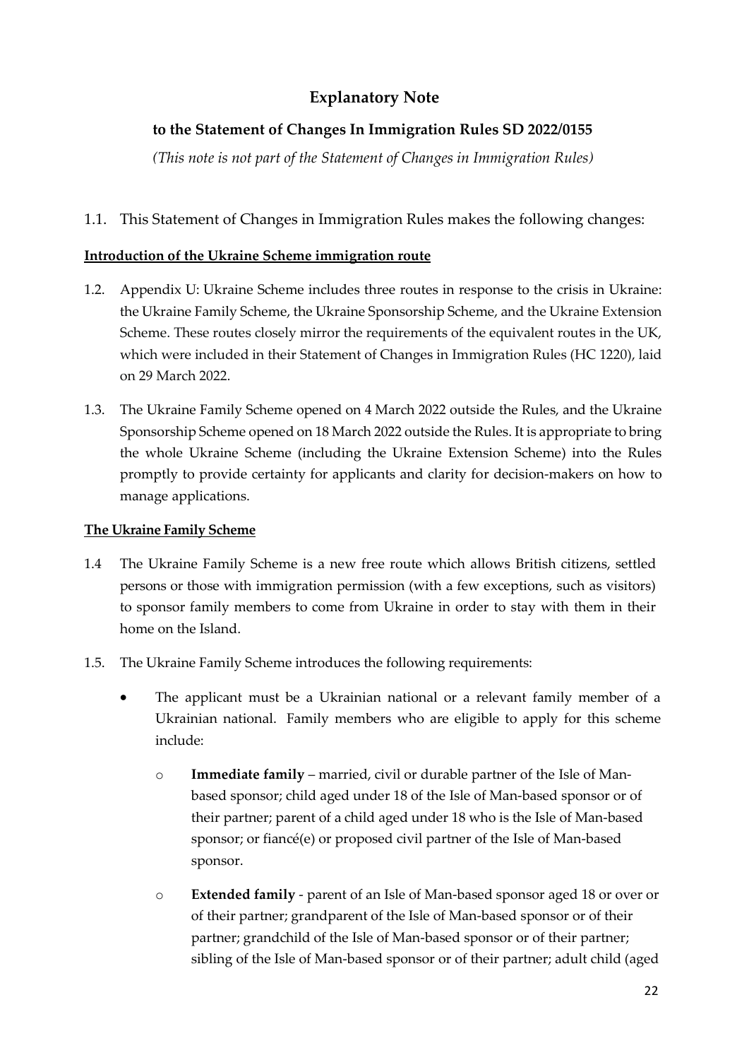# Explanatory Note

## to the Statement of Changes In Immigration Rules SD 2022/0155

*(This note is not part of the Statement of Changes in Immigration Rules)*

1.1. This Statement of Changes in Immigration Rules makes the following changes:

**Introduction of the Ukraine Scheme immigration route**

1.2. Appendix U: Ukraine Scheme includes three routes in response to the crisis in Ukraine: the Ukraine Family Scheme, the Ukraine Sponsorship Scheme, and the Ukraine Extension Scheme. These routes closely mirror the requirements of the equivalent routes in the UK, which were included in their Statement of Changes in Immigration Rules (HC 1220), laid on 29 March 2022.

1.3. The Ukraine Family Scheme opened on 4 March 2022 outside the Rules, and the Ukraine Sponsorship Scheme opened on 18 March 2022 outside the Rules. It is appropriate to bring the whole Ukraine Scheme (including the Ukraine Extension Scheme) into the Rules promptly to provide certainty for applicants and clarity for decision-makers on how to manage applications.

**The Ukraine Family Scheme**

1.4 The Ukraine Family Scheme is a new free route which allows British citizens, settled persons or those with immigration permission (with a few exceptions, such as visitors) to sponsor family members to come from Ukraine in order to stay with them in their home on the Island.

1.5. The Ukraine Family Scheme introduces the following requirements:

- The applicant must be a Ukrainian national or a relevant family member of a Ukrainian national. Family members who are eligible to apply for this scheme include:
  - **Immediate family** – married, civil or durable partner of the Isle of Man-based sponsor; child aged under 18 of the Isle of Man-based sponsor or of their partner; parent of a child aged under 18 who is the Isle of Man-based sponsor; or fiancé(e) or proposed civil partner of the Isle of Man-based sponsor.
  - **Extended family** - parent of an Isle of Man-based sponsor aged 18 or over or of their partner; grandparent of the Isle of Man-based sponsor or of their partner; grandchild of the Isle of Man-based sponsor or of their partner; sibling of the Isle of Man-based sponsor or of their partner; adult child (aged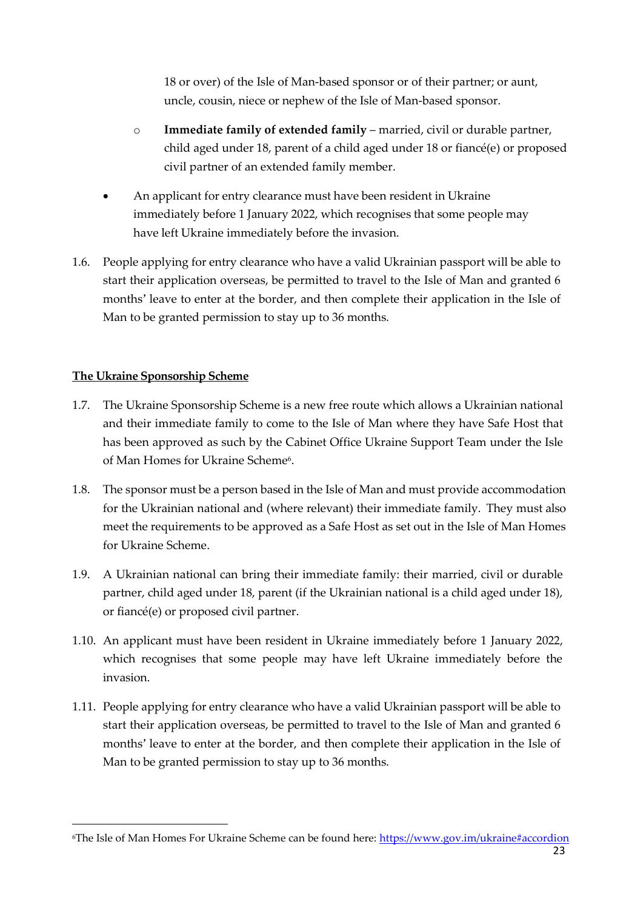18 or over) of the Isle of Man-based sponsor or of their partner; or aunt, uncle, cousin, niece or nephew of the Isle of Man-based sponsor.

    - **Immediate family of extended family** – married, civil or durable partner, child aged under 18, parent of a child aged under 18 or fiancé(e) or proposed civil partner of an extended family member.

- An applicant for entry clearance must have been resident in Ukraine immediately before 1 January 2022, which recognises that some people may have left Ukraine immediately before the invasion.

1.6. People applying for entry clearance who have a valid Ukrainian passport will be able to start their application overseas, be permitted to travel to the Isle of Man and granted 6 months' leave to enter at the border, and then complete their application in the Isle of Man to be granted permission to stay up to 36 months.

**<u>The Ukraine Sponsorship Scheme</u>**

1.7. The Ukraine Sponsorship Scheme is a new free route which allows a Ukrainian national and their immediate family to come to the Isle of Man where they have Safe Host that has been approved as such by the Cabinet Office Ukraine Support Team under the Isle of Man Homes for Ukraine Scheme[6].

1.8. The sponsor must be a person based in the Isle of Man and must provide accommodation for the Ukrainian national and (where relevant) their immediate family. They must also meet the requirements to be approved as a Safe Host as set out in the Isle of Man Homes for Ukraine Scheme.

1.9. A Ukrainian national can bring their immediate family: their married, civil or durable partner, child aged under 18, parent (if the Ukrainian national is a child aged under 18), or fiancé(e) or proposed civil partner.

1.10. An applicant must have been resident in Ukraine immediately before 1 January 2022, which recognises that some people may have left Ukraine immediately before the invasion.

1.11. People applying for entry clearance who have a valid Ukrainian passport will be able to start their application overseas, be permitted to travel to the Isle of Man and granted 6 months' leave to enter at the border, and then complete their application in the Isle of Man to be granted permission to stay up to 36 months.

---

[6] The Isle of Man Homes For Ukraine Scheme can be found here: https://www.gov.im/ukraine#accordion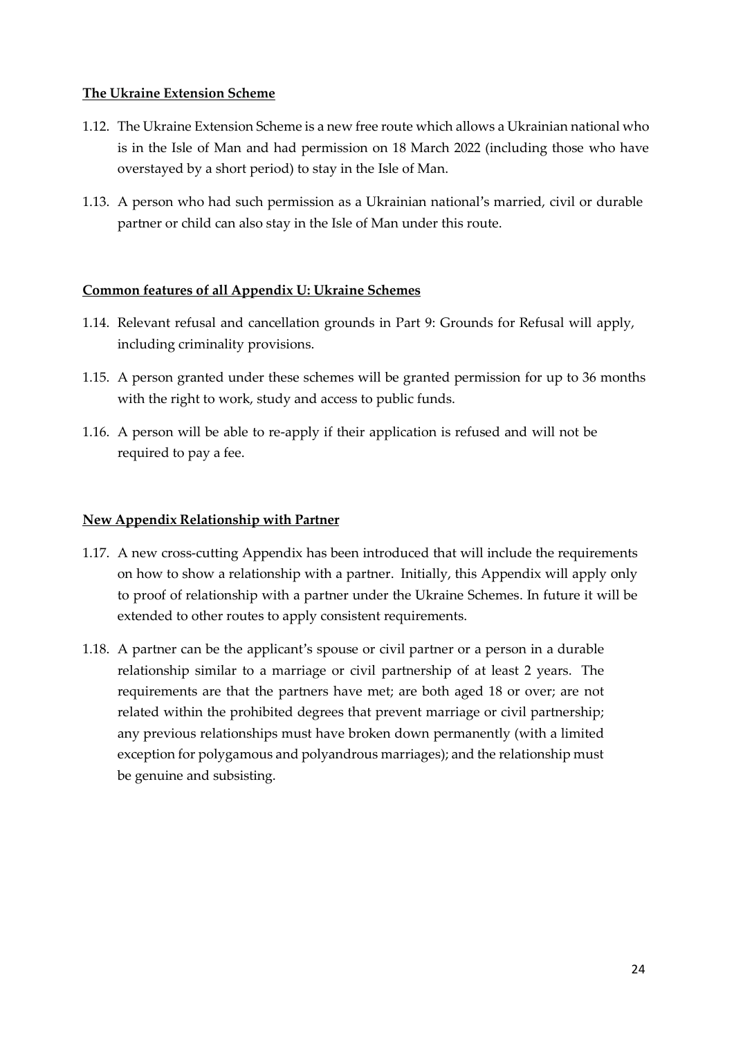**The Ukraine Extension Scheme**

1.12. The Ukraine Extension Scheme is a new free route which allows a Ukrainian national who is in the Isle of Man and had permission on 18 March 2022 (including those who have overstayed by a short period) to stay in the Isle of Man.

1.13. A person who had such permission as a Ukrainian national's married, civil or durable partner or child can also stay in the Isle of Man under this route.

**Common features of all Appendix U: Ukraine Schemes**

1.14. Relevant refusal and cancellation grounds in Part 9: Grounds for Refusal will apply, including criminality provisions.

1.15. A person granted under these schemes will be granted permission for up to 36 months with the right to work, study and access to public funds.

1.16. A person will be able to re-apply if their application is refused and will not be required to pay a fee.

**New Appendix Relationship with Partner**

1.17. A new cross-cutting Appendix has been introduced that will include the requirements on how to show a relationship with a partner. Initially, this Appendix will apply only to proof of relationship with a partner under the Ukraine Schemes. In future it will be extended to other routes to apply consistent requirements.

1.18. A partner can be the applicant's spouse or civil partner or a person in a durable relationship similar to a marriage or civil partnership of at least 2 years. The requirements are that the partners have met; are both aged 18 or over; are not related within the prohibited degrees that prevent marriage or civil partnership; any previous relationships must have broken down permanently (with a limited exception for polygamous and polyandrous marriages); and the relationship must be genuine and subsisting.